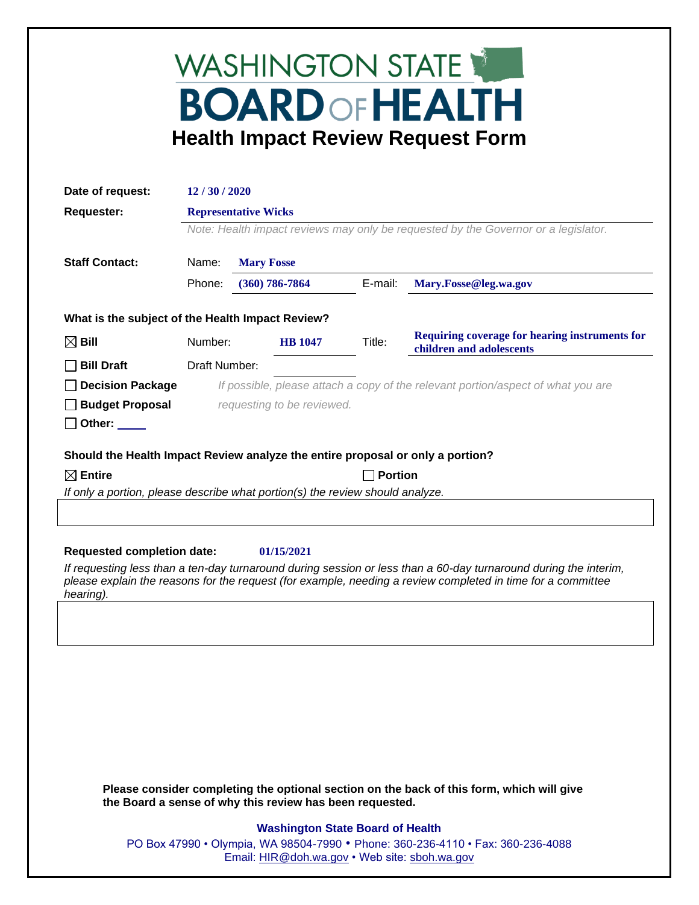# WASHINGTON STATE BOARD OF HEALTH

## Health Impact Review Request Form

**Date of request:** 12 / 30 / 2020

**Requester:** Representative Wicks

*Note: Health impact reviews may only be requested by the Governor or a legislator.*

**Staff Contact:**

Name: Mary Fosse

Phone: (360) 786-7864  E-mail: Mary.Fosse@leg.wa.gov

**What is the subject of the Health Impact Review?**

- ☒ **Bill** Number: HB 1047 Title: Requiring coverage for hearing instruments for children and adolescents
- ☐ **Bill Draft** Draft Number:
- ☐ **Decision Package**
- ☐ **Budget Proposal**
- ☐ **Other:** ____

*If possible, please attach a copy of the relevant portion/aspect of what you are requesting to be reviewed.*

**Should the Health Impact Review analyze the entire proposal or only a portion?**

☒ **Entire** ☐ **Portion**

*If only a portion, please describe what portion(s) the review should analyze.*

**Requested completion date:** 01/15/2021

*If requesting less than a ten-day turnaround during session or less than a 60-day turnaround during the interim, please explain the reasons for the request (for example, needing a review completed in time for a committee hearing).*

**Please consider completing the optional section on the back of this form, which will give the Board a sense of why this review has been requested.**

**Washington State Board of Health**

PO Box 47990 • Olympia, WA 98504-7990 • Phone: 360-236-4110 • Fax: 360-236-4088
Email: HIR@doh.wa.gov • Web site: sboh.wa.gov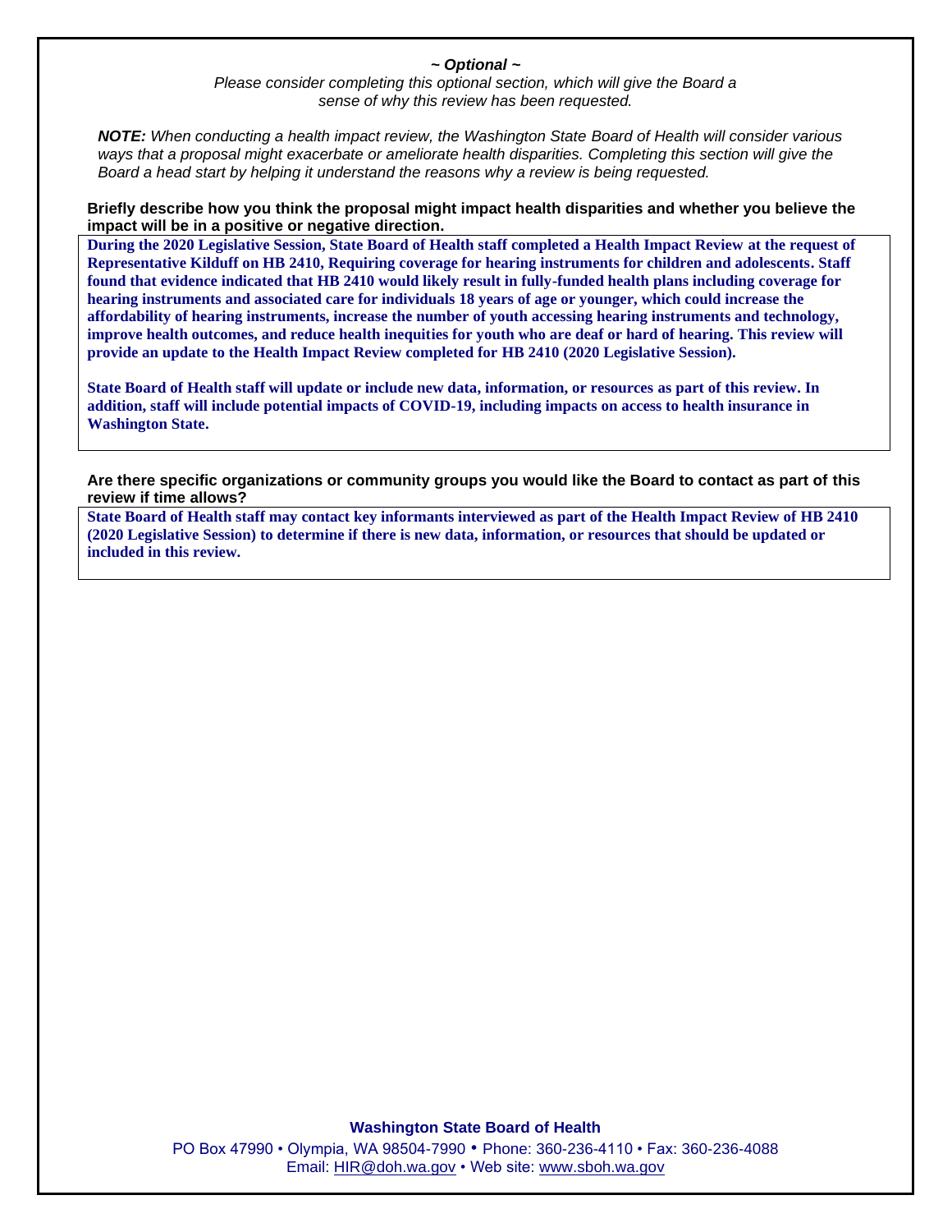***~ Optional ~***

*Please consider completing this optional section, which will give the Board a sense of why this review has been requested.*

***NOTE:*** *When conducting a health impact review, the Washington State Board of Health will consider various ways that a proposal might exacerbate or ameliorate health disparities. Completing this section will give the Board a head start by helping it understand the reasons why a review is being requested.*

**Briefly describe how you think the proposal might impact health disparities and whether you believe the impact will be in a positive or negative direction.**

**During the 2020 Legislative Session, State Board of Health staff completed a Health Impact Review at the request of Representative Kilduff on HB 2410, Requiring coverage for hearing instruments for children and adolescents. Staff found that evidence indicated that HB 2410 would likely result in fully-funded health plans including coverage for hearing instruments and associated care for individuals 18 years of age or younger, which could increase the affordability of hearing instruments, increase the number of youth accessing hearing instruments and technology, improve health outcomes, and reduce health inequities for youth who are deaf or hard of hearing. This review will provide an update to the Health Impact Review completed for HB 2410 (2020 Legislative Session).**

**State Board of Health staff will update or include new data, information, or resources as part of this review. In addition, staff will include potential impacts of COVID-19, including impacts on access to health insurance in Washington State.**

**Are there specific organizations or community groups you would like the Board to contact as part of this review if time allows?**

**State Board of Health staff may contact key informants interviewed as part of the Health Impact Review of HB 2410 (2020 Legislative Session) to determine if there is new data, information, or resources that should be updated or included in this review.**

**Washington State Board of Health**

PO Box 47990 • Olympia, WA 98504-7990 • Phone: 360-236-4110 • Fax: 360-236-4088
Email: HIR@doh.wa.gov • Web site: www.sboh.wa.gov